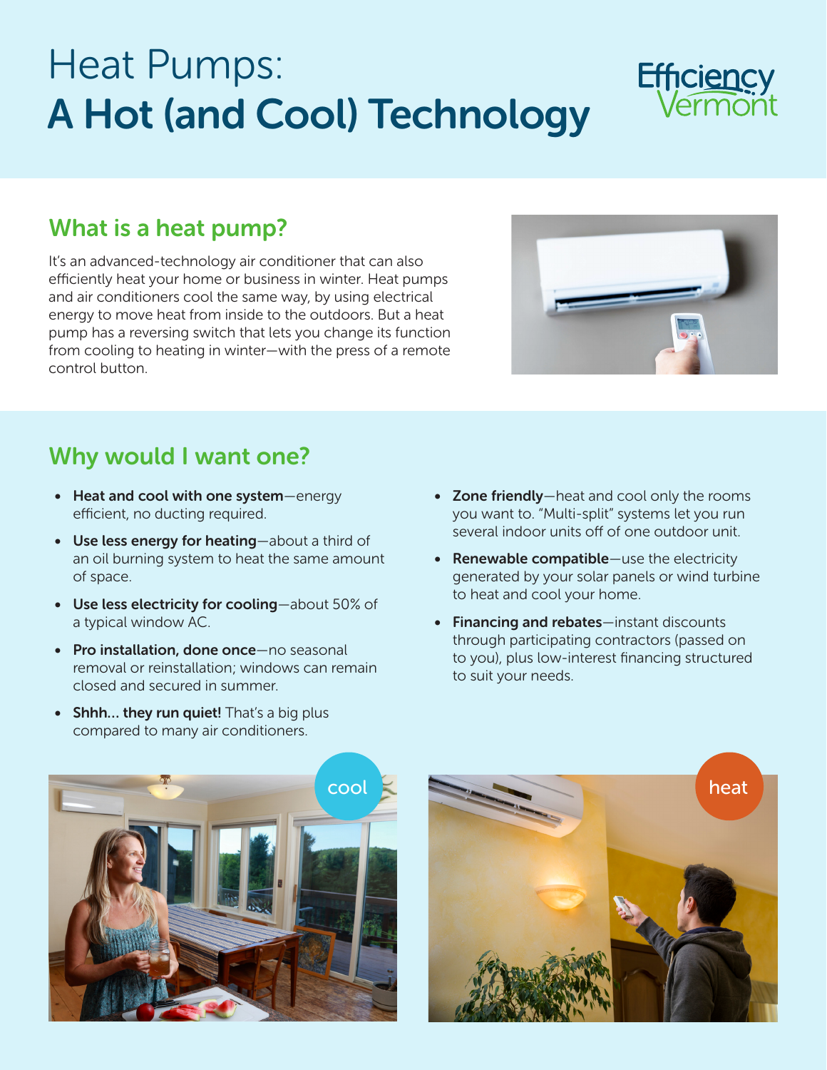# Heat Pumps: A Hot (and Cool) Technology

## What is a heat pump?

It's an advanced-technology air conditioner that can also efficiently heat your home or business in winter. Heat pumps and air conditioners cool the same way, by using electrical energy to move heat from inside to the outdoors. But a heat pump has a reversing switch that lets you change its function from cooling to heating in winter—with the press of a remote control button.

## Why would I want one?

- **Heat and cool with one system**—energy efficient, no ducting required.
- **Use less energy for heating**—about a third of an oil burning system to heat the same amount of space.
- **Use less electricity for cooling**—about 50% of a typical window AC.
- **Pro installation, done once**—no seasonal removal or reinstallation; windows can remain closed and secured in summer.
- **Shhh... they run quiet!** That's a big plus compared to many air conditioners.
- **Zone friendly**—heat and cool only the rooms you want to. "Multi-split" systems let you run several indoor units off of one outdoor unit.
- **Renewable compatible**—use the electricity generated by your solar panels or wind turbine to heat and cool your home.
- **Financing and rebates**—instant discounts through participating contractors (passed on to you), plus low-interest financing structured to suit your needs.

cool

heat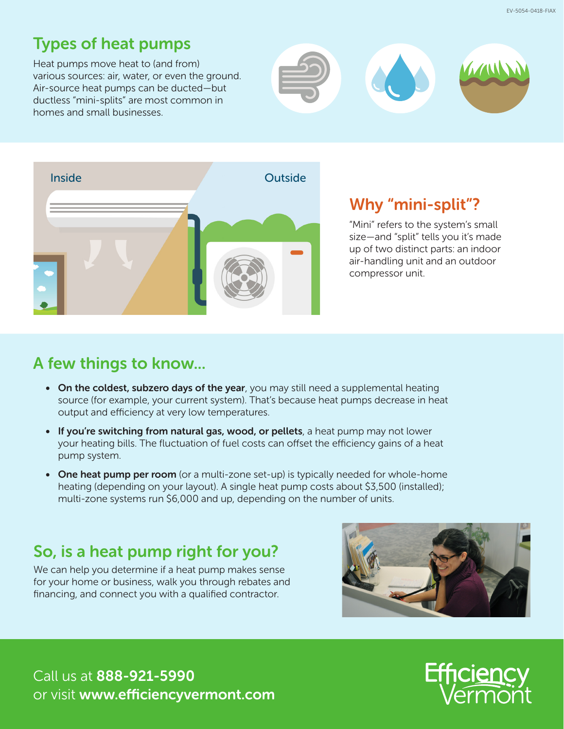## Types of heat pumps

Heat pumps move heat to (and from) various sources: air, water, or even the ground. Air-source heat pumps can be ducted—but ductless "mini-splits" are most common in homes and small businesses.

Inside

Outside

## Why "mini-split"?

"Mini" refers to the system's small size—and "split" tells you it's made up of two distinct parts: an indoor air-handling unit and an outdoor compressor unit.

## A few things to know...

- **On the coldest, subzero days of the year**, you may still need a supplemental heating source (for example, your current system). That's because heat pumps decrease in heat output and efficiency at very low temperatures.
- **If you're switching from natural gas, wood, or pellets**, a heat pump may not lower your heating bills. The fluctuation of fuel costs can offset the efficiency gains of a heat pump system.
- **One heat pump per room** (or a multi-zone set-up) is typically needed for whole-home heating (depending on your layout). A single heat pump costs about $3,500 (installed); multi-zone systems run $6,000 and up, depending on the number of units.

## So, is a heat pump right for you?

We can help you determine if a heat pump makes sense for your home or business, walk you through rebates and financing, and connect you with a qualified contractor.

Call us at **888-921-5990**
or visit **www.efficiencyvermont.com**

Efficiency Vermont